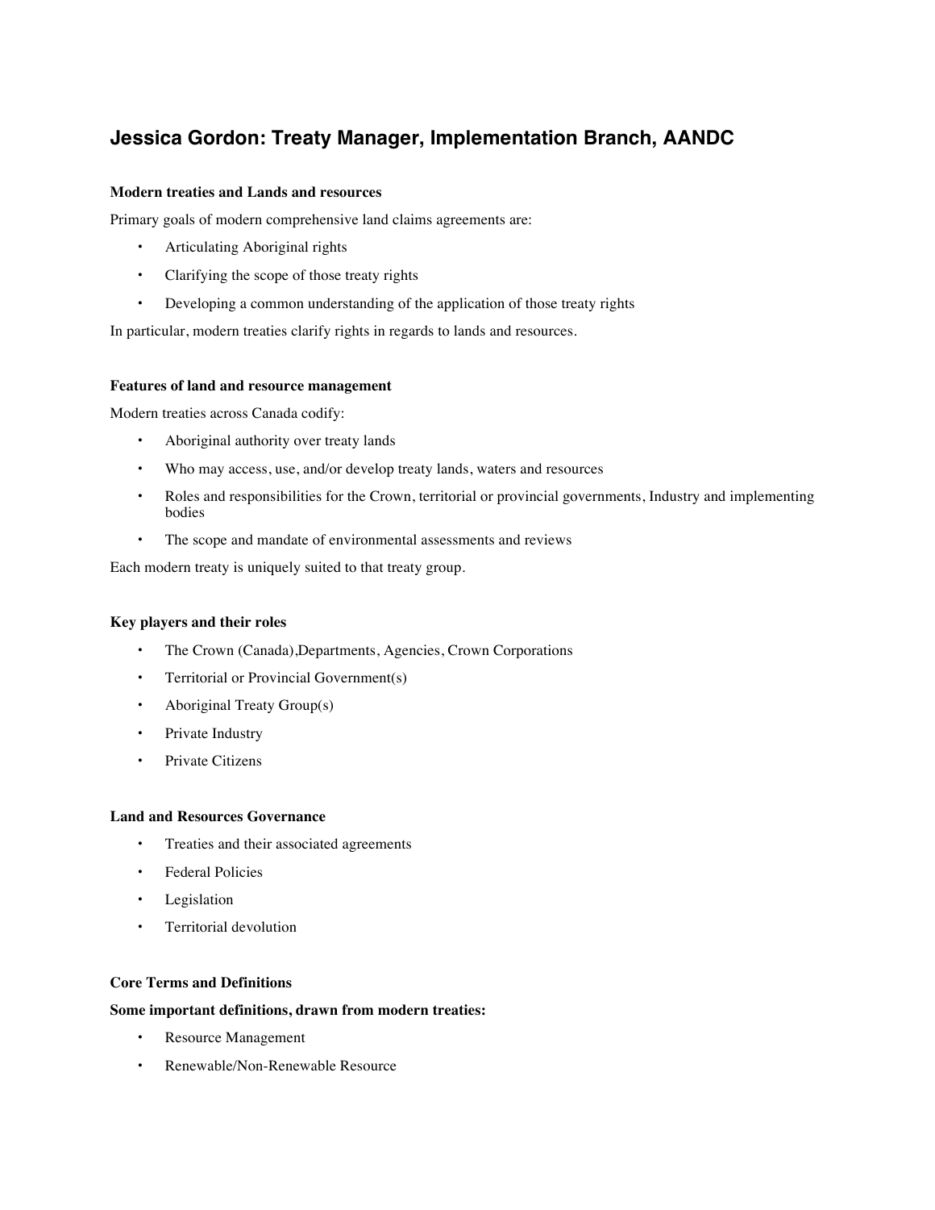# Jessica Gordon: Treaty Manager, Implementation Branch, AANDC

**Modern treaties and Lands and resources**

Primary goals of modern comprehensive land claims agreements are:

- Articulating Aboriginal rights
- Clarifying the scope of those treaty rights
- Developing a common understanding of the application of those treaty rights

In particular, modern treaties clarify rights in regards to lands and resources.

**Features of land and resource management**

Modern treaties across Canada codify:

- Aboriginal authority over treaty lands
- Who may access, use, and/or develop treaty lands, waters and resources
- Roles and responsibilities for the Crown, territorial or provincial governments, Industry and implementing bodies
- The scope and mandate of environmental assessments and reviews

Each modern treaty is uniquely suited to that treaty group.

**Key players and their roles**

- The Crown (Canada),Departments, Agencies, Crown Corporations
- Territorial or Provincial Government(s)
- Aboriginal Treaty Group(s)
- Private Industry
- Private Citizens

**Land and Resources Governance**

- Treaties and their associated agreements
- Federal Policies
- Legislation
- Territorial devolution

**Core Terms and Definitions**

**Some important definitions, drawn from modern treaties:**

- Resource Management
- Renewable/Non-Renewable Resource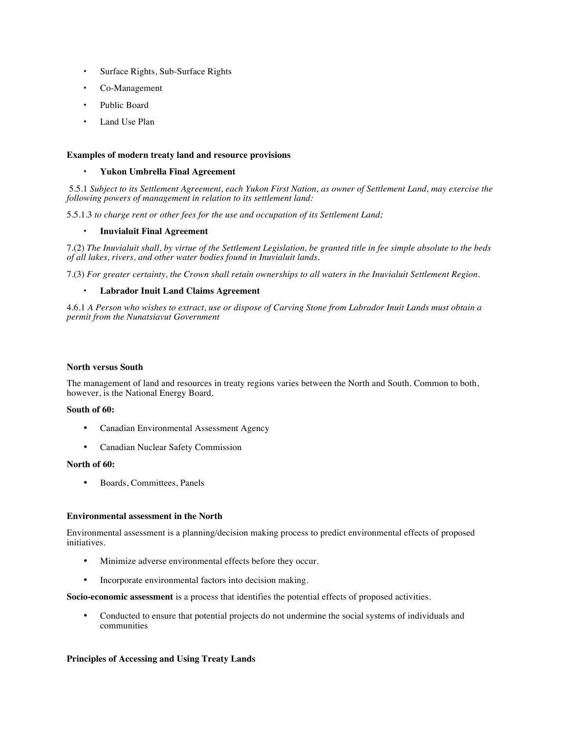- Surface Rights, Sub-Surface Rights
- Co-Management
- Public Board
- Land Use Plan

**Examples of modern treaty land and resource provisions**

- **Yukon Umbrella Final Agreement**

5.5.1 *Subject to its Settlement Agreement, each Yukon First Nation, as owner of Settlement Land, may exercise the following powers of management in relation to its settlement land:*

5.5.1.3 *to charge rent or other fees for the use and occupation of its Settlement Land;*

- **Inuvialuit Final Agreement**

7.(2) *The Inuvialuit shall, by virtue of the Settlement Legislation, be granted title in fee simple absolute to the beds of all lakes, rivers, and other water bodies found in Inuvialuit lands.*

7.(3) *For greater certainty, the Crown shall retain ownerships to all waters in the Inuvialuit Settlement Region.*

- **Labrador Inuit Land Claims Agreement**

4.6.1 *A Person who wishes to extract, use or dispose of Carving Stone from Labrador Inuit Lands must obtain a permit from the Nunatsiavut Government*

**North versus South**

The management of land and resources in treaty regions varies between the North and South. Common to both, however, is the National Energy Board.

**South of 60:**

- Canadian Environmental Assessment Agency
- Canadian Nuclear Safety Commission

**North of 60:**

- Boards, Committees, Panels

**Environmental assessment in the North**

Environmental assessment is a planning/decision making process to predict environmental effects of proposed initiatives.

- Minimize adverse environmental effects before they occur.
- Incorporate environmental factors into decision making.

**Socio-economic assessment** is a process that identifies the potential effects of proposed activities.

- Conducted to ensure that potential projects do not undermine the social systems of individuals and communities

**Principles of Accessing and Using Treaty Lands**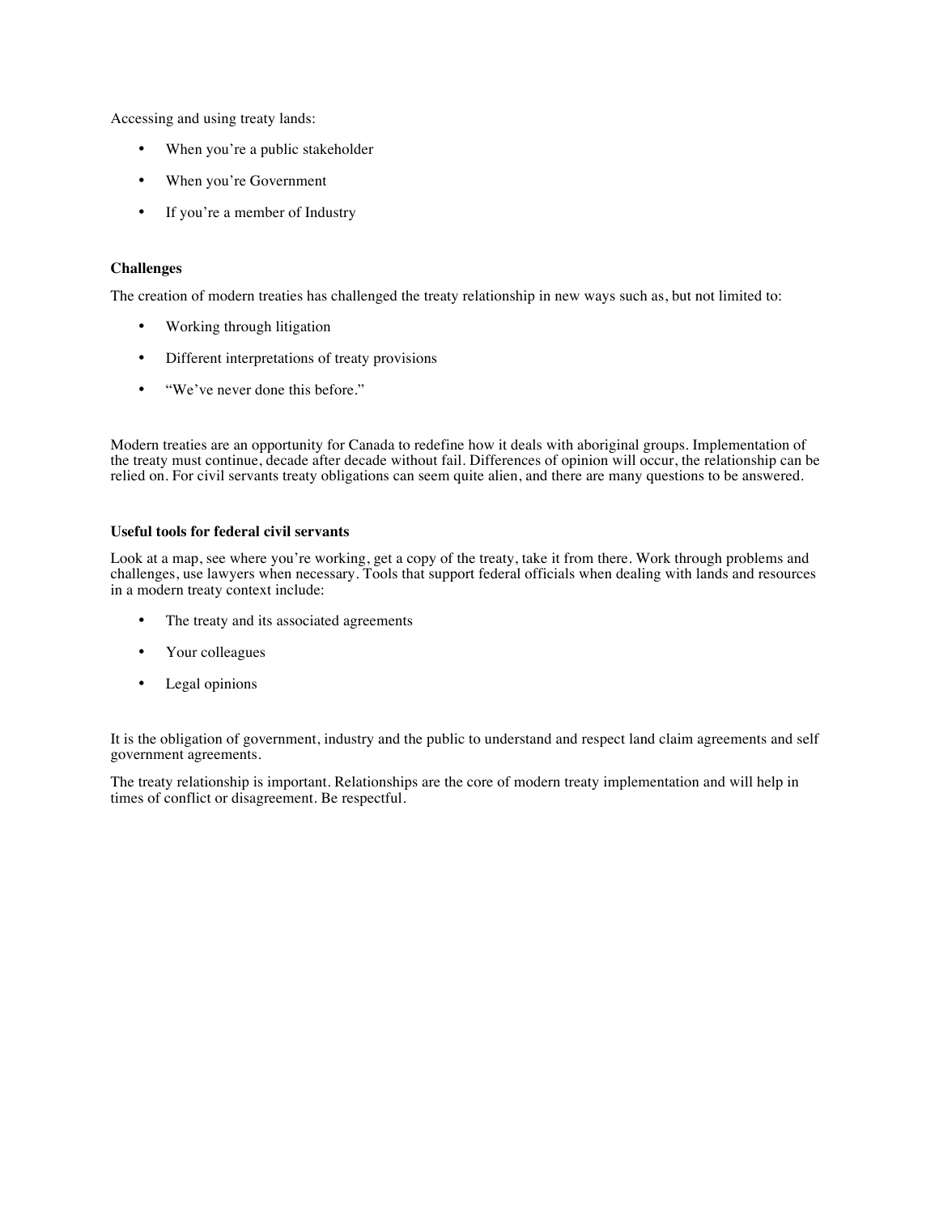Accessing and using treaty lands:

- When you're a public stakeholder
- When you're Government
- If you're a member of Industry

**Challenges**

The creation of modern treaties has challenged the treaty relationship in new ways such as, but not limited to:

- Working through litigation
- Different interpretations of treaty provisions
- "We've never done this before."

Modern treaties are an opportunity for Canada to redefine how it deals with aboriginal groups. Implementation of the treaty must continue, decade after decade without fail. Differences of opinion will occur, the relationship can be relied on. For civil servants treaty obligations can seem quite alien, and there are many questions to be answered.

**Useful tools for federal civil servants**

Look at a map, see where you're working, get a copy of the treaty, take it from there. Work through problems and challenges, use lawyers when necessary. Tools that support federal officials when dealing with lands and resources in a modern treaty context include:

- The treaty and its associated agreements
- Your colleagues
- Legal opinions

It is the obligation of government, industry and the public to understand and respect land claim agreements and self government agreements.

The treaty relationship is important. Relationships are the core of modern treaty implementation and will help in times of conflict or disagreement. Be respectful.